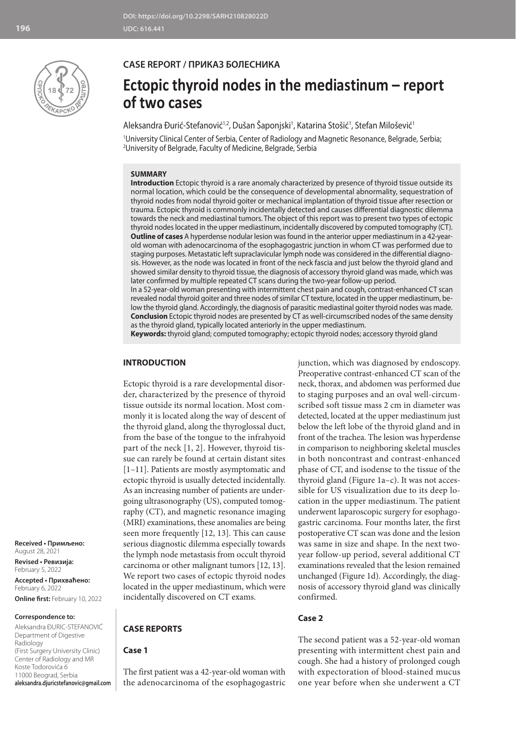DOI: https://doi.org/10.2298/SARH210828022D
UDC: 616.441

**CASE REPORT / ПРИКАЗ БОЛЕСНИКА**

# Ectopic thyroid nodes in the mediastinum – report of two cases

Aleksandra Đurić-Stefanović[1,2], Dušan Šaponjski[1], Katarina Stošić[1], Stefan Milošević[1]

[1]University Clinical Center of Serbia, Center of Radiology and Magnetic Resonance, Belgrade, Serbia;
[2]University of Belgrade, Faculty of Medicine, Belgrade, Serbia

## SUMMARY

**Introduction** Ectopic thyroid is a rare anomaly characterized by presence of thyroid tissue outside its normal location, which could be the consequence of developmental abnormality, sequestration of thyroid nodes from nodal thyroid goiter or mechanical implantation of thyroid tissue after resection or trauma. Ectopic thyroid is commonly incidentally detected and causes differential diagnostic dilemma towards the neck and mediastinal tumors. The object of this report was to present two types of ectopic thyroid nodes located in the upper mediastinum, incidentally discovered by computed tomography (CT).
**Outline of cases** A hyperdense nodular lesion was found in the anterior upper mediastinum in a 42-year-old woman with adenocarcinoma of the esophagogastric junction in whom CT was performed due to staging purposes. Metastatic left supraclavicular lymph node was considered in the differential diagnosis. However, as the node was located in front of the neck fascia and just below the thyroid gland and showed similar density to thyroid tissue, the diagnosis of accessory thyroid gland was made, which was later confirmed by multiple repeated CT scans during the two-year follow-up period.
In a 52-year-old woman presenting with intermittent chest pain and cough, contrast-enhanced CT scan revealed nodal thyroid goiter and three nodes of similar CT texture, located in the upper mediastinum, below the thyroid gland. Accordingly, the diagnosis of parasitic mediastinal goiter thyroid nodes was made.
**Conclusion** Ectopic thyroid nodes are presented by CT as well-circumscribed nodes of the same density as the thyroid gland, typically located anteriorly in the upper mediastinum.
**Keywords:** thyroid gland; computed tomography; ectopic thyroid nodes; accessory thyroid gland

## INTRODUCTION

Ectopic thyroid is a rare developmental disorder, characterized by the presence of thyroid tissue outside its normal location. Most commonly it is located along the way of descent of the thyroid gland, along the thyroglossal duct, from the base of the tongue to the infrahyoid part of the neck [1, 2]. However, thyroid tissue can rarely be found at certain distant sites [1–11]. Patients are mostly asymptomatic and ectopic thyroid is usually detected incidentally. As an increasing number of patients are undergoing ultrasonography (US), computed tomography (CT), and magnetic resonance imaging (MRI) examinations, these anomalies are being seen more frequently [12, 13]. This can cause serious diagnostic dilemma especially towards the lymph node metastasis from occult thyroid carcinoma or other malignant tumors [12, 13]. We report two cases of ectopic thyroid nodes located in the upper mediastinum, which were incidentally discovered on CT exams.

## CASE REPORTS

### Case 1

The first patient was a 42-year-old woman with the adenocarcinoma of the esophagogastric junction, which was diagnosed by endoscopy. Preoperative contrast-enhanced CT scan of the neck, thorax, and abdomen was performed due to staging purposes and an oval well-circumscribed soft tissue mass 2 cm in diameter was detected, located at the upper mediastinum just below the left lobe of the thyroid gland and in front of the trachea. The lesion was hyperdense in comparison to neighboring skeletal muscles in both noncontrast and contrast-enhanced phase of CT, and isodense to the tissue of the thyroid gland (Figure 1a–c). It was not accessible for US visualization due to its deep location in the upper mediastinum. The patient underwent laparoscopic surgery for esophagogastric carcinoma. Four months later, the first postoperative CT scan was done and the lesion was same in size and shape. In the next two-year follow-up period, several additional CT examinations revealed that the lesion remained unchanged (Figure 1d). Accordingly, the diagnosis of accessory thyroid gland was clinically confirmed.

### Case 2

The second patient was a 52-year-old woman presenting with intermittent chest pain and cough. She had a history of prolonged cough with expectoration of blood-stained mucus one year before when she underwent a CT

**Received • Примљено:** August 28, 2021
**Revised • Ревизија:** February 5, 2022
**Accepted • Прихваћено:** February 6, 2022
**Online first:** February 10, 2022

**Correspondence to:**
Aleksandra ĐURIĆ-STEFANOVIĆ
Department of Digestive Radiology
(First Surgery University Clinic)
Center of Radiology and MR
Koste Todorovića 6
11000 Beograd, Serbia
**aleksandra.djuricstefanovic@gmail.com**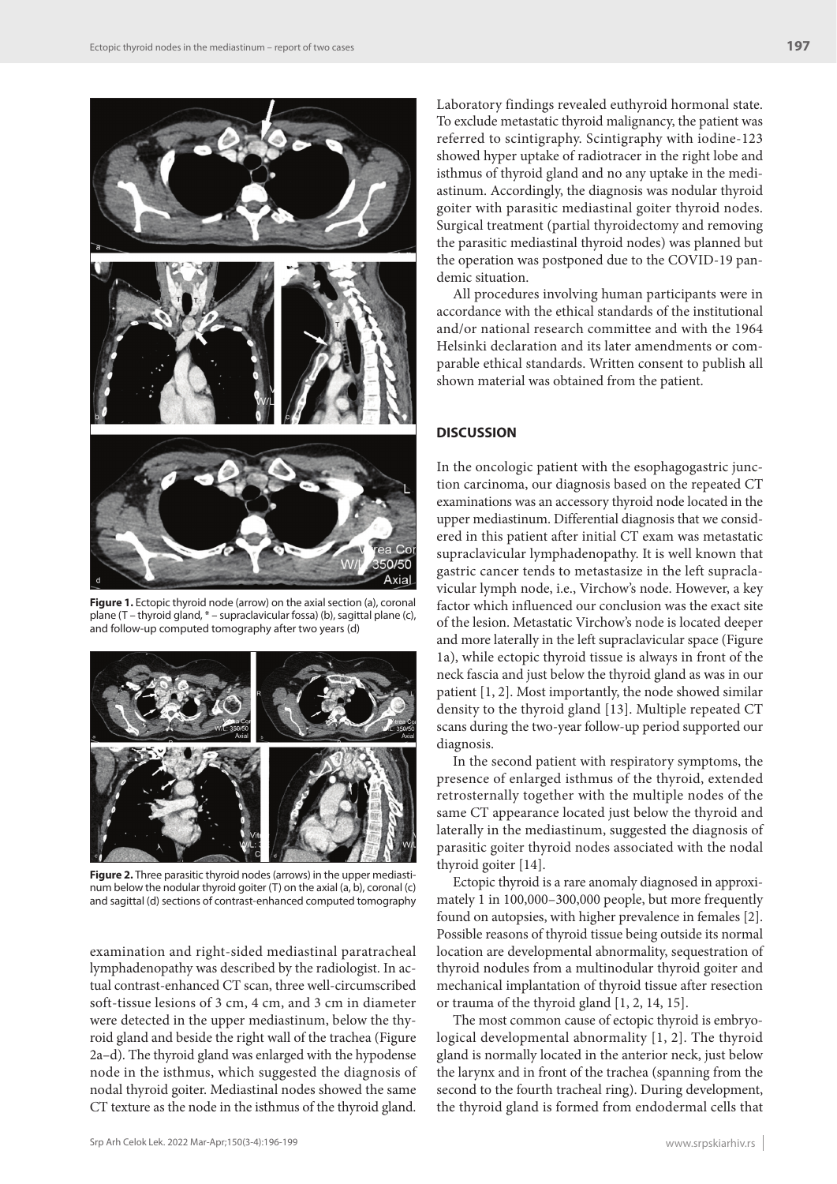**Figure 1.** Ectopic thyroid node (arrow) on the axial section (a), coronal plane (T – thyroid gland, * – supraclavicular fossa) (b), sagittal plane (c), and follow-up computed tomography after two years (d)

**Figure 2.** Three parasitic thyroid nodes (arrows) in the upper mediastinum below the nodular thyroid goiter (T) on the axial (a, b), coronal (c) and sagittal (d) sections of contrast-enhanced computed tomography

examination and right-sided mediastinal paratracheal lymphadenopathy was described by the radiologist. In actual contrast-enhanced CT scan, three well-circumscribed soft-tissue lesions of 3 cm, 4 cm, and 3 cm in diameter were detected in the upper mediastinum, below the thyroid gland and beside the right wall of the trachea (Figure 2a–d). The thyroid gland was enlarged with the hypodense node in the isthmus, which suggested the diagnosis of nodal thyroid goiter. Mediastinal nodes showed the same CT texture as the node in the isthmus of the thyroid gland.

Laboratory findings revealed euthyroid hormonal state. To exclude metastatic thyroid malignancy, the patient was referred to scintigraphy. Scintigraphy with iodine-123 showed hyper uptake of radiotracer in the right lobe and isthmus of thyroid gland and no any uptake in the mediastinum. Accordingly, the diagnosis was nodular thyroid goiter with parasitic mediastinal goiter thyroid nodes. Surgical treatment (partial thyroidectomy and removing the parasitic mediastinal thyroid nodes) was planned but the operation was postponed due to the COVID-19 pandemic situation.

All procedures involving human participants were in accordance with the ethical standards of the institutional and/or national research committee and with the 1964 Helsinki declaration and its later amendments or comparable ethical standards. Written consent to publish all shown material was obtained from the patient.

## DISCUSSION

In the oncologic patient with the esophagogastric junction carcinoma, our diagnosis based on the repeated CT examinations was an accessory thyroid node located in the upper mediastinum. Differential diagnosis that we considered in this patient after initial CT exam was metastatic supraclavicular lymphadenopathy. It is well known that gastric cancer tends to metastasize in the left supraclavicular lymph node, i.e., Virchow's node. However, a key factor which influenced our conclusion was the exact site of the lesion. Metastatic Virchow's node is located deeper and more laterally in the left supraclavicular space (Figure 1a), while ectopic thyroid tissue is always in front of the neck fascia and just below the thyroid gland as was in our patient [1, 2]. Most importantly, the node showed similar density to the thyroid gland [13]. Multiple repeated CT scans during the two-year follow-up period supported our diagnosis.

In the second patient with respiratory symptoms, the presence of enlarged isthmus of the thyroid, extended retrosternally together with the multiple nodes of the same CT appearance located just below the thyroid and laterally in the mediastinum, suggested the diagnosis of parasitic goiter thyroid nodes associated with the nodal thyroid goiter [14].

Ectopic thyroid is a rare anomaly diagnosed in approximately 1 in 100,000–300,000 people, but more frequently found on autopsies, with higher prevalence in females [2]. Possible reasons of thyroid tissue being outside its normal location are developmental abnormality, sequestration of thyroid nodules from a multinodular thyroid goiter and mechanical implantation of thyroid tissue after resection or trauma of the thyroid gland [1, 2, 14, 15].

The most common cause of ectopic thyroid is embryological developmental abnormality [1, 2]. The thyroid gland is normally located in the anterior neck, just below the larynx and in front of the trachea (spanning from the second to the fourth tracheal ring). During development, the thyroid gland is formed from endodermal cells that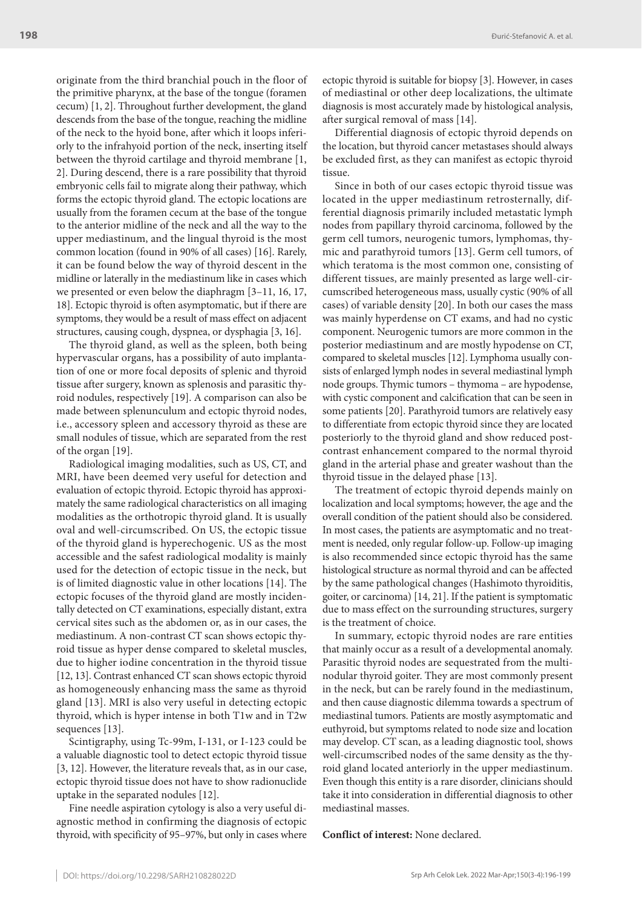originate from the third branchial pouch in the floor of the primitive pharynx, at the base of the tongue (foramen cecum) [1, 2]. Throughout further development, the gland descends from the base of the tongue, reaching the midline of the neck to the hyoid bone, after which it loops inferiorly to the infrahyoid portion of the neck, inserting itself between the thyroid cartilage and thyroid membrane [1, 2]. During descend, there is a rare possibility that thyroid embryonic cells fail to migrate along their pathway, which forms the ectopic thyroid gland. The ectopic locations are usually from the foramen cecum at the base of the tongue to the anterior midline of the neck and all the way to the upper mediastinum, and the lingual thyroid is the most common location (found in 90% of all cases) [16]. Rarely, it can be found below the way of thyroid descent in the midline or laterally in the mediastinum like in cases which we presented or even below the diaphragm [3–11, 16, 17, 18]. Ectopic thyroid is often asymptomatic, but if there are symptoms, they would be a result of mass effect on adjacent structures, causing cough, dyspnea, or dysphagia [3, 16].

The thyroid gland, as well as the spleen, both being hypervascular organs, has a possibility of auto implantation of one or more focal deposits of splenic and thyroid tissue after surgery, known as splenosis and parasitic thyroid nodules, respectively [19]. A comparison can also be made between splenunculum and ectopic thyroid nodes, i.e., accessory spleen and accessory thyroid as these are small nodules of tissue, which are separated from the rest of the organ [19].

Radiological imaging modalities, such as US, CT, and MRI, have been deemed very useful for detection and evaluation of ectopic thyroid. Ectopic thyroid has approximately the same radiological characteristics on all imaging modalities as the orthotropic thyroid gland. It is usually oval and well-circumscribed. On US, the ectopic tissue of the thyroid gland is hyperechogenic. US as the most accessible and the safest radiological modality is mainly used for the detection of ectopic tissue in the neck, but is of limited diagnostic value in other locations [14]. The ectopic focuses of the thyroid gland are mostly incidentally detected on CT examinations, especially distant, extra cervical sites such as the abdomen or, as in our cases, the mediastinum. A non-contrast CT scan shows ectopic thyroid tissue as hyper dense compared to skeletal muscles, due to higher iodine concentration in the thyroid tissue [12, 13]. Contrast enhanced CT scan shows ectopic thyroid as homogeneously enhancing mass the same as thyroid gland [13]. MRI is also very useful in detecting ectopic thyroid, which is hyper intense in both T1w and in T2w sequences [13].

Scintigraphy, using Tc-99m, I-131, or I-123 could be a valuable diagnostic tool to detect ectopic thyroid tissue [3, 12]. However, the literature reveals that, as in our case, ectopic thyroid tissue does not have to show radionuclide uptake in the separated nodules [12].

Fine needle aspiration cytology is also a very useful diagnostic method in confirming the diagnosis of ectopic thyroid, with specificity of 95–97%, but only in cases where ectopic thyroid is suitable for biopsy [3]. However, in cases of mediastinal or other deep localizations, the ultimate diagnosis is most accurately made by histological analysis, after surgical removal of mass [14].

Differential diagnosis of ectopic thyroid depends on the location, but thyroid cancer metastases should always be excluded first, as they can manifest as ectopic thyroid tissue.

Since in both of our cases ectopic thyroid tissue was located in the upper mediastinum retrosternally, differential diagnosis primarily included metastatic lymph nodes from papillary thyroid carcinoma, followed by the germ cell tumors, neurogenic tumors, lymphomas, thymic and parathyroid tumors [13]. Germ cell tumors, of which teratoma is the most common one, consisting of different tissues, are mainly presented as large well-circumscribed heterogeneous mass, usually cystic (90% of all cases) of variable density [20]. In both our cases the mass was mainly hyperdense on CT exams, and had no cystic component. Neurogenic tumors are more common in the posterior mediastinum and are mostly hypodense on CT, compared to skeletal muscles [12]. Lymphoma usually consists of enlarged lymph nodes in several mediastinal lymph node groups. Thymic tumors – thymoma – are hypodense, with cystic component and calcification that can be seen in some patients [20]. Parathyroid tumors are relatively easy to differentiate from ectopic thyroid since they are located posteriorly to the thyroid gland and show reduced post-contrast enhancement compared to the normal thyroid gland in the arterial phase and greater washout than the thyroid tissue in the delayed phase [13].

The treatment of ectopic thyroid depends mainly on localization and local symptoms; however, the age and the overall condition of the patient should also be considered. In most cases, the patients are asymptomatic and no treatment is needed, only regular follow-up. Follow-up imaging is also recommended since ectopic thyroid has the same histological structure as normal thyroid and can be affected by the same pathological changes (Hashimoto thyroiditis, goiter, or carcinoma) [14, 21]. If the patient is symptomatic due to mass effect on the surrounding structures, surgery is the treatment of choice.

In summary, ectopic thyroid nodes are rare entities that mainly occur as a result of a developmental anomaly. Parasitic thyroid nodes are sequestrated from the multinodular thyroid goiter. They are most commonly present in the neck, but can be rarely found in the mediastinum, and then cause diagnostic dilemma towards a spectrum of mediastinal tumors. Patients are mostly asymptomatic and euthyroid, but symptoms related to node size and location may develop. CT scan, as a leading diagnostic tool, shows well-circumscribed nodes of the same density as the thyroid gland located anteriorly in the upper mediastinum. Even though this entity is a rare disorder, clinicians should take it into consideration in differential diagnosis to other mediastinal masses.

**Conflict of interest:** None declared.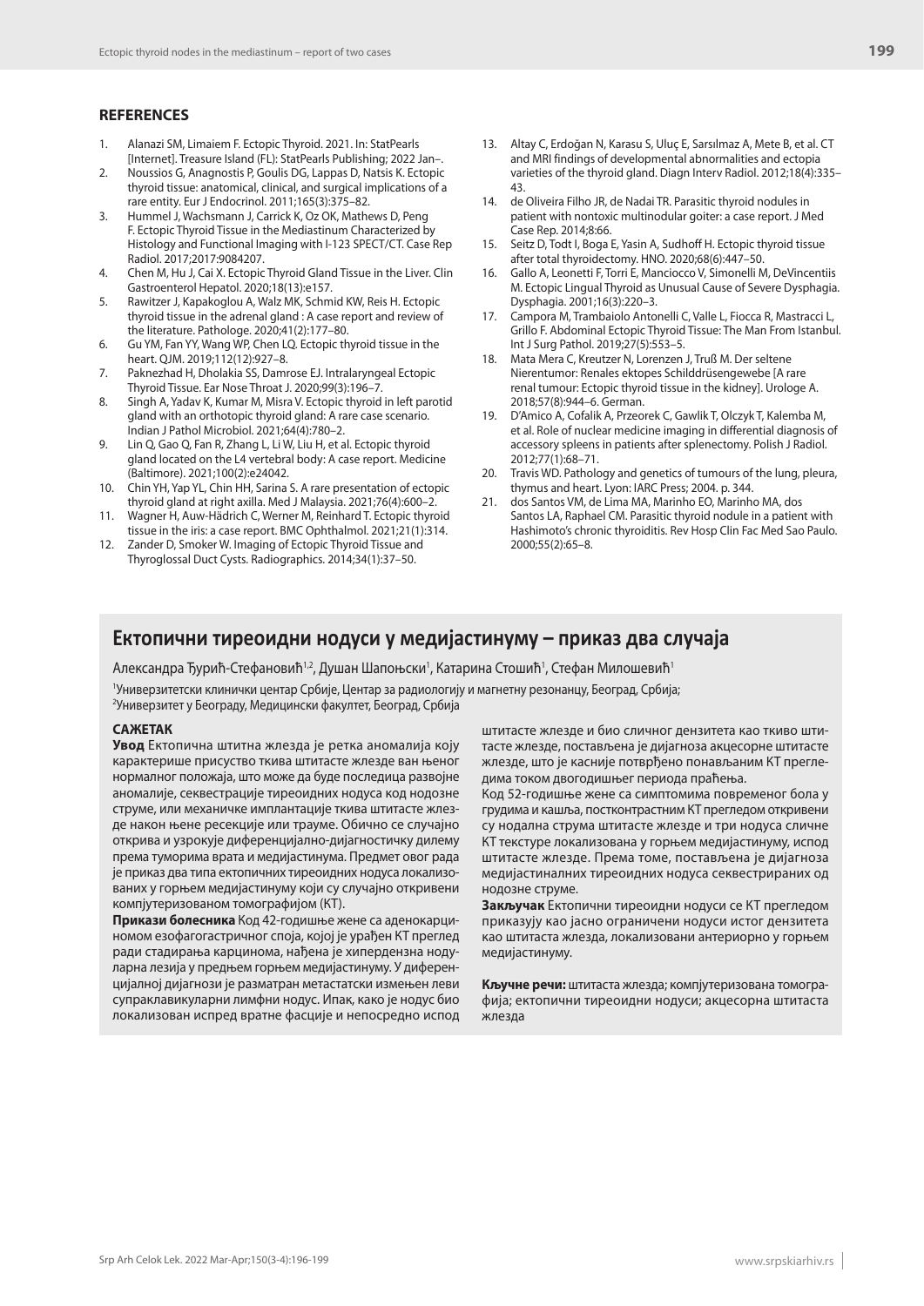## REFERENCES

1. Alanazi SM, Limaiem F. Ectopic Thyroid. 2021. In: StatPearls [Internet]. Treasure Island (FL): StatPearls Publishing; 2022 Jan–.
2. Noussios G, Anagnostis P, Goulis DG, Lappas D, Natsis K. Ectopic thyroid tissue: anatomical, clinical, and surgical implications of a rare entity. Eur J Endocrinol. 2011;165(3):375–82.
3. Hummel J, Wachsmann J, Carrick K, Oz OK, Mathews D, Peng F. Ectopic Thyroid Tissue in the Mediastinum Characterized by Histology and Functional Imaging with I-123 SPECT/CT. Case Rep Radiol. 2017;2017:9084207.
4. Chen M, Hu J, Cai X. Ectopic Thyroid Gland Tissue in the Liver. Clin Gastroenterol Hepatol. 2020;18(13):e157.
5. Rawitzer J, Kapakoglou A, Walz MK, Schmid KW, Reis H. Ectopic thyroid tissue in the adrenal gland : A case report and review of the literature. Pathologe. 2020;41(2):177–80.
6. Gu YM, Fan YY, Wang WP, Chen LQ. Ectopic thyroid tissue in the heart. QJM. 2019;112(12):927–8.
7. Paknezhad H, Dholakia SS, Damrose EJ. Intralaryngeal Ectopic Thyroid Tissue. Ear Nose Throat J. 2020;99(3):196–7.
8. Singh A, Yadav K, Kumar M, Misra V. Ectopic thyroid in left parotid gland with an orthotopic thyroid gland: A rare case scenario. Indian J Pathol Microbiol. 2021;64(4):780–2.
9. Lin Q, Gao Q, Fan R, Zhang L, Li W, Liu H, et al. Ectopic thyroid gland located on the L4 vertebral body: A case report. Medicine (Baltimore). 2021;100(2):e24042.
10. Chin YH, Yap YL, Chin HH, Sarina S. A rare presentation of ectopic thyroid gland at right axilla. Med J Malaysia. 2021;76(4):600–2.
11. Wagner H, Auw-Hädrich C, Werner M, Reinhard T. Ectopic thyroid tissue in the iris: a case report. BMC Ophthalmol. 2021;21(1):314.
12. Zander D, Smoker W. Imaging of Ectopic Thyroid Tissue and Thyroglossal Duct Cysts. Radiographics. 2014;34(1):37–50.
13. Altay C, Erdoğan N, Karasu S, Uluç E, Sarsılmaz A, Mete B, et al. CT and MRI findings of developmental abnormalities and ectopia varieties of the thyroid gland. Diagn Interv Radiol. 2012;18(4):335–43.
14. de Oliveira Filho JR, de Nadai TR. Parasitic thyroid nodules in patient with nontoxic multinodular goiter: a case report. J Med Case Rep. 2014;8:66.
15. Seitz D, Todt I, Boga E, Yasin A, Sudhoff H. Ectopic thyroid tissue after total thyroidectomy. HNO. 2020;68(6):447–50.
16. Gallo A, Leonetti F, Torri E, Manciocco V, Simonelli M, DeVincentiis M. Ectopic Lingual Thyroid as Unusual Cause of Severe Dysphagia. Dysphagia. 2001;16(3):220–3.
17. Campora M, Trambaiolo Antonelli C, Valle L, Fiocca R, Mastracci L, Grillo F. Abdominal Ectopic Thyroid Tissue: The Man From Istanbul. Int J Surg Pathol. 2019;27(5):553–5.
18. Mata Mera C, Kreutzer N, Lorenzen J, Truß M. Der seltene Nierentumor: Renales ektopes Schilddrüsengewebe [A rare renal tumour: Ectopic thyroid tissue in the kidney]. Urologe A. 2018;57(8):944–6. German.
19. D'Amico A, Cofalik A, Przeorek C, Gawlik T, Olczyk T, Kalemba M, et al. Role of nuclear medicine imaging in differential diagnosis of accessory spleens in patients after splenectomy. Polish J Radiol. 2012;77(1):68–71.
20. Travis WD. Pathology and genetics of tumours of the lung, pleura, thymus and heart. Lyon: IARC Press; 2004. p. 344.
21. dos Santos VM, de Lima MA, Marinho EO, Marinho MA, dos Santos LA, Raphael CM. Parasitic thyroid nodule in a patient with Hashimoto's chronic thyroiditis. Rev Hosp Clin Fac Med Sao Paulo. 2000;55(2):65–8.

# Ектопични тиреоидни нодуси у медијастинуму – приказ два случаја

Александра Ђурић-Стефановић[1,2], Душан Шапоњски[1], Катарина Стошић[1], Стефан Милошевић[1]

[1]Универзитетски клинички центар Србије, Центар за радиологију и магнетну резонанцу, Београд, Србија;
[2]Универзитет у Београду, Медицински факултет, Београд, Србија

## САЖЕТАК

**Увод** Ектопична штитна жлезда је ретка аномалија коју карактерише присуство ткива штитасте жлезде ван њеног нормалног положаја, што може да буде последица развојне аномалије, секвестрације тиреоидних нодуса код нодозне струме, или механичке имплантације ткива штитасте жлезде након њене ресекције или трауме. Обично се случајно открива и узрокује диференцијално-дијагностичку дилему према туморима врата и медијастинума. Предмет овог рада је приказ два типа ектопичних тиреоидних нодуса локализованих у горњем медијастинуму који су случајно откривени компјутеризованом томографијом (КТ).

**Прикази болесника** Код 42-годишње жене са аденокарциномом езофагогастричног споја, којој је урађен КТ преглед ради стадирања карцинома, нађена је хипердензна нодуларна лезија у предњем горњем медијастинуму. У диференцијалној дијагнози је разматран метастатски измењен леви супраклавикуларни лимфни нодус. Ипак, како је нодус био локализован испред вратне фасције и непосредно испод штитасте жлезде и био сличног дензитета као ткиво штитасте жлезде, постављена је дијагноза акцесорне штитасте жлезде, што је касније потврђено понављаним КТ прегледима током двогодишњег периода праћења.

Код 52-годишње жене са симптомима повременог бола у грудима и кашља, постконтрастним КТ прегледом откривени су нодална струма штитасте жлезде и три нодуса сличне КТ текстуре локализована у горњем медијастинуму, испод штитасте жлезде. Према томе, постављена је дијагноза медијастиналних тиреоидних нодуса секвестрираних од нодозне струме.

**Закључак** Ектопични тиреоидни нодуси се КТ прегледом приказују као јасно ограничени нодуси истог дензитета као штитаста жлезда, локализовани антериорно у горњем медијастинуму.

**Кључне речи:** штитаста жлезда; компјутеризована томографија; ектопични тиреоидни нодуси; акцесорна штитаста жлезда